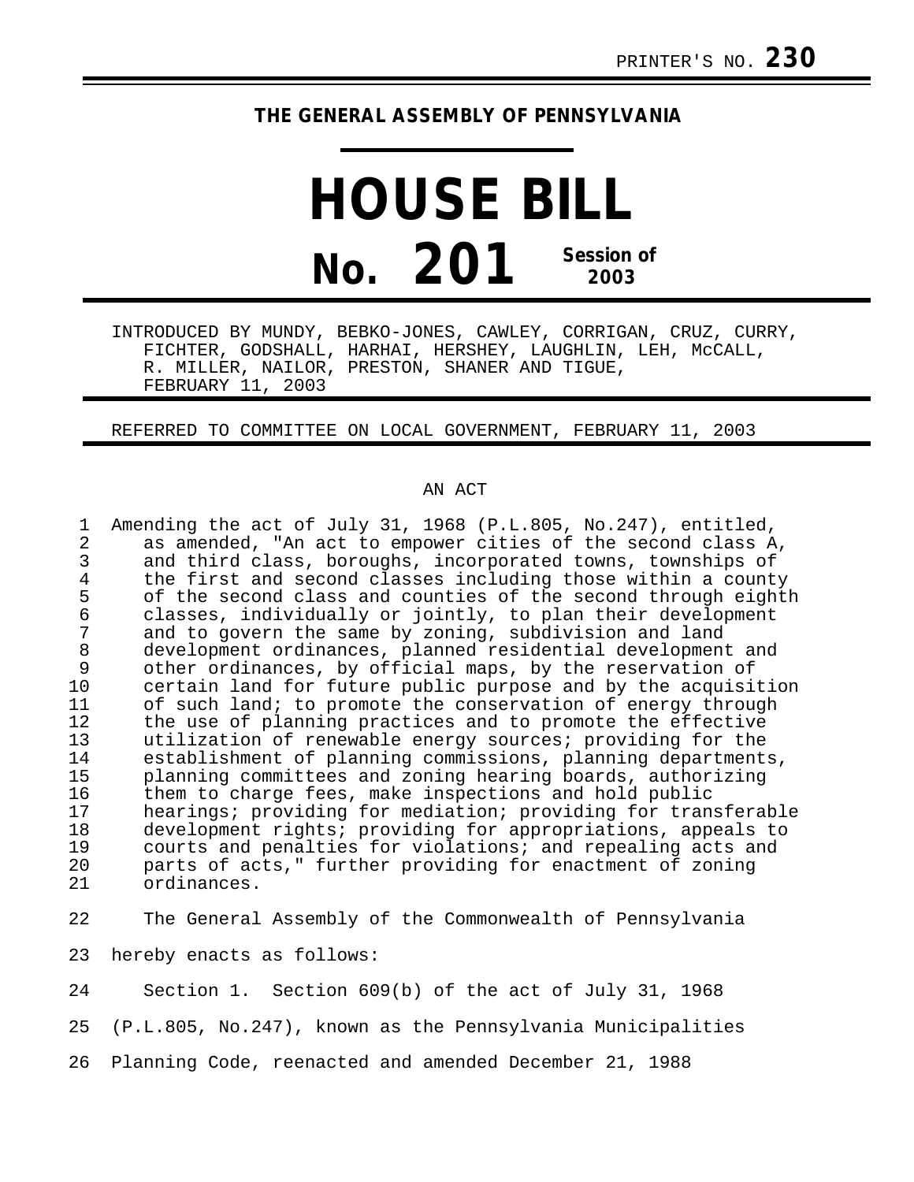PRINTER'S NO. **230**

**THE GENERAL ASSEMBLY OF PENNSYLVANIA**

# HOUSE BILL

# No. 201 **Session of 2003**

INTRODUCED BY MUNDY, BEBKO-JONES, CAWLEY, CORRIGAN, CRUZ, CURRY, FICHTER, GODSHALL, HARHAI, HERSHEY, LAUGHLIN, LEH, McCALL, R. MILLER, NAILOR, PRESTON, SHANER AND TIGUE, FEBRUARY 11, 2003

REFERRED TO COMMITTEE ON LOCAL GOVERNMENT, FEBRUARY 11, 2003

AN ACT

1 Amending the act of July 31, 1968 (P.L.805, No.247), entitled,
2 as amended, "An act to empower cities of the second class A,
3 and third class, boroughs, incorporated towns, townships of
4 the first and second classes including those within a county
5 of the second class and counties of the second through eighth
6 classes, individually or jointly, to plan their development
7 and to govern the same by zoning, subdivision and land
8 development ordinances, planned residential development and
9 other ordinances, by official maps, by the reservation of
10 certain land for future public purpose and by the acquisition
11 of such land; to promote the conservation of energy through
12 the use of planning practices and to promote the effective
13 utilization of renewable energy sources; providing for the
14 establishment of planning commissions, planning departments,
15 planning committees and zoning hearing boards, authorizing
16 them to charge fees, make inspections and hold public
17 hearings; providing for mediation; providing for transferable
18 development rights; providing for appropriations, appeals to
19 courts and penalties for violations; and repealing acts and
20 parts of acts," further providing for enactment of zoning
21 ordinances.

22 The General Assembly of the Commonwealth of Pennsylvania
23 hereby enacts as follows:

24 Section 1. Section 609(b) of the act of July 31, 1968
25 (P.L.805, No.247), known as the Pennsylvania Municipalities
26 Planning Code, reenacted and amended December 21, 1988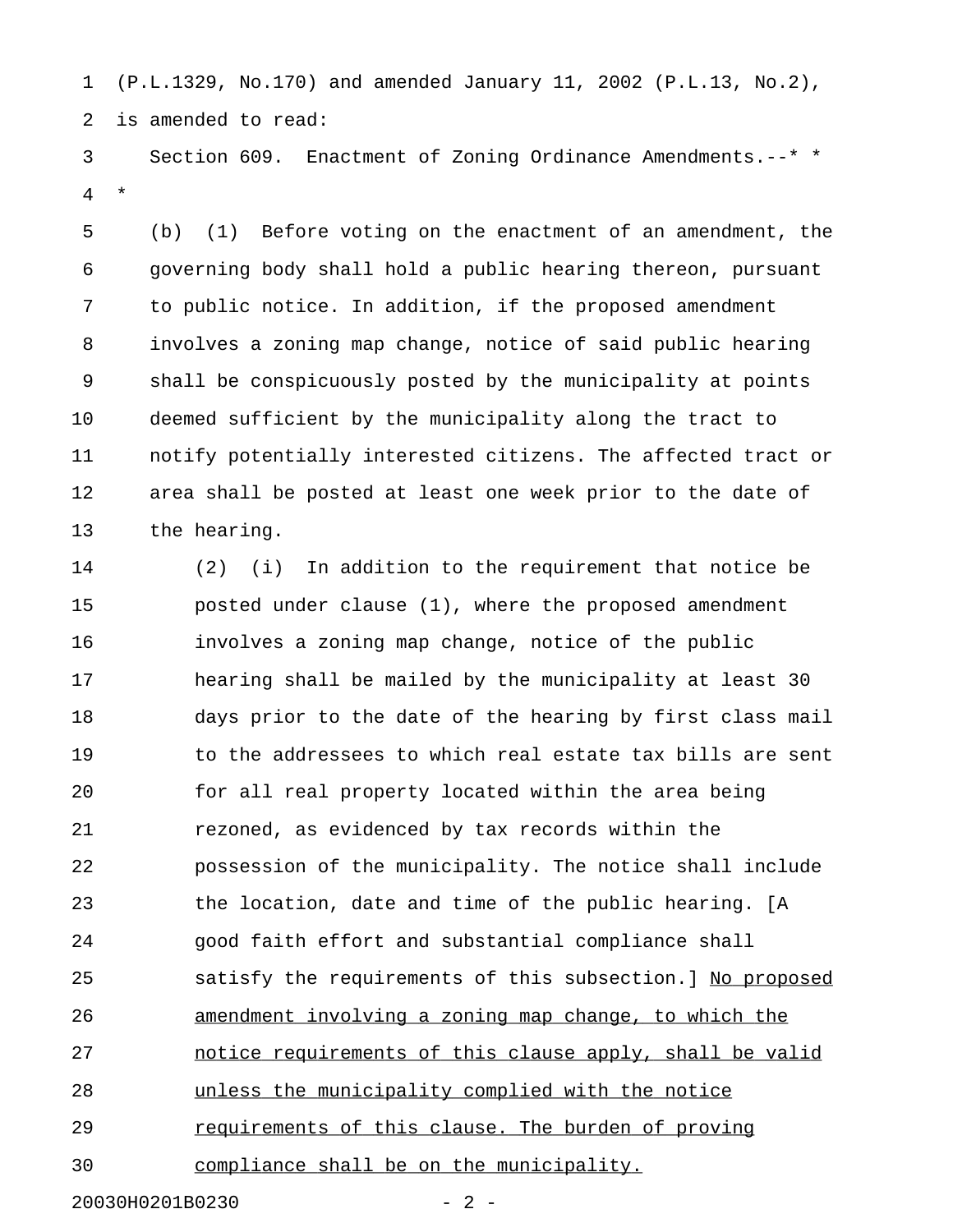(P.L.1329, No.170) and amended January 11, 2002 (P.L.13, No.2), is amended to read:

Section 609. Enactment of Zoning Ordinance Amendments.--* * *

(b) (1) Before voting on the enactment of an amendment, the governing body shall hold a public hearing thereon, pursuant to public notice. In addition, if the proposed amendment involves a zoning map change, notice of said public hearing shall be conspicuously posted by the municipality at points deemed sufficient by the municipality along the tract to notify potentially interested citizens. The affected tract or area shall be posted at least one week prior to the date of the hearing.

(2) (i) In addition to the requirement that notice be posted under clause (1), where the proposed amendment involves a zoning map change, notice of the public hearing shall be mailed by the municipality at least 30 days prior to the date of the hearing by first class mail to the addressees to which real estate tax bills are sent for all real property located within the area being rezoned, as evidenced by tax records within the possession of the municipality. The notice shall include the location, date and time of the public hearing. [A good faith effort and substantial compliance shall satisfy the requirements of this subsection.] <u>No proposed amendment involving a zoning map change, to which the notice requirements of this clause apply, shall be valid unless the municipality complied with the notice requirements of this clause. The burden of proving compliance shall be on the municipality.</u>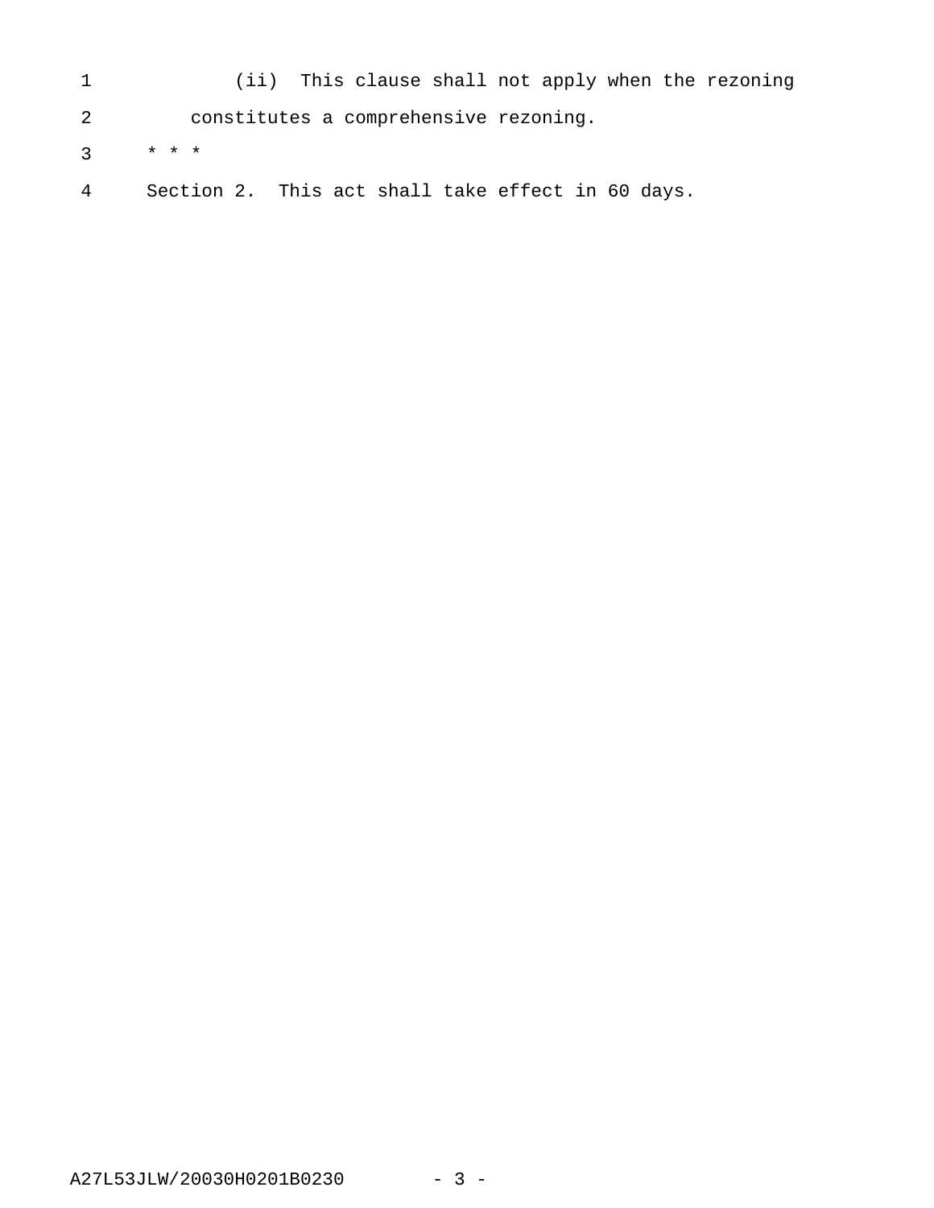(ii) This clause shall not apply when the rezoning constitutes a comprehensive rezoning.

* * *

Section 2. This act shall take effect in 60 days.